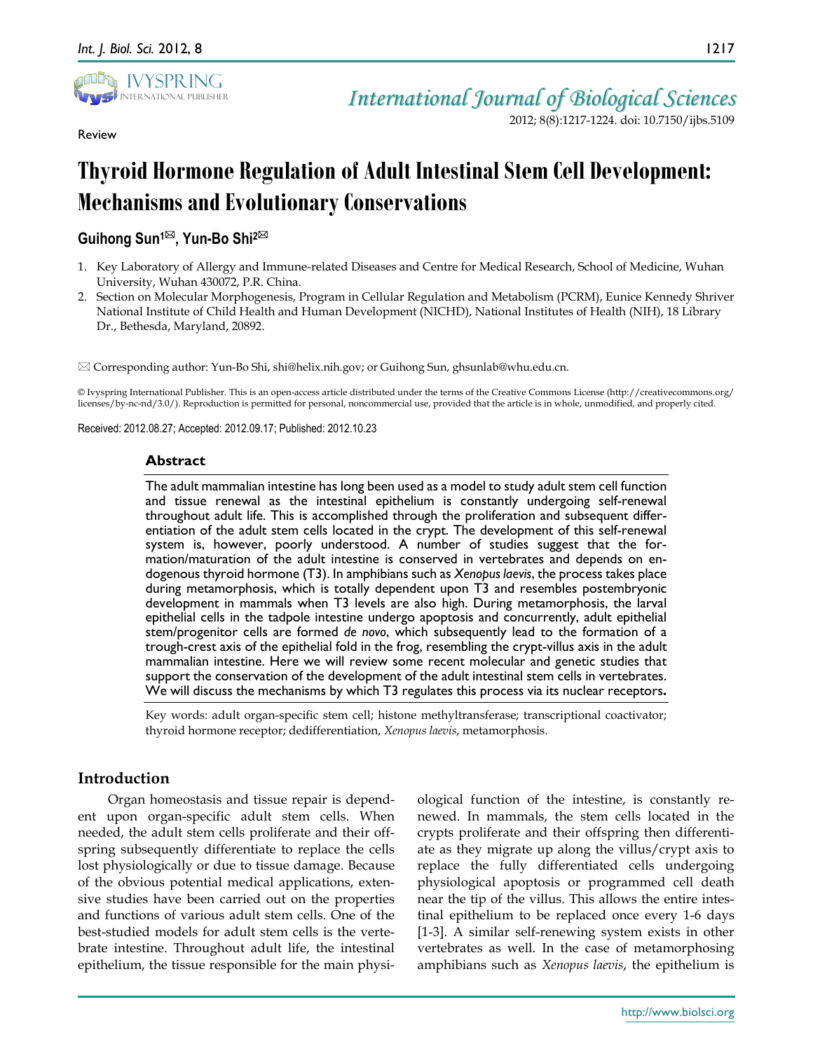Review

# Thyroid Hormone Regulation of Adult Intestinal Stem Cell Development: Mechanisms and Evolutionary Conservations

**Guihong Sun[1]✉, Yun-Bo Shi[2]✉**

1. Key Laboratory of Allergy and Immune-related Diseases and Centre for Medical Research, School of Medicine, Wuhan University, Wuhan 430072, P.R. China.
2. Section on Molecular Morphogenesis, Program in Cellular Regulation and Metabolism (PCRM), Eunice Kennedy Shriver National Institute of Child Health and Human Development (NICHD), National Institutes of Health (NIH), 18 Library Dr., Bethesda, Maryland, 20892.

✉ Corresponding author: Yun-Bo Shi, shi@helix.nih.gov; or Guihong Sun, ghsunlab@whu.edu.cn.

© Ivyspring International Publisher. This is an open-access article distributed under the terms of the Creative Commons License (http://creativecommons.org/licenses/by-nc-nd/3.0/). Reproduction is permitted for personal, noncommercial use, provided that the article is in whole, unmodified, and properly cited.

Received: 2012.08.27; Accepted: 2012.09.17; Published: 2012.10.23

## Abstract

The adult mammalian intestine has long been used as a model to study adult stem cell function and tissue renewal as the intestinal epithelium is constantly undergoing self-renewal throughout adult life. This is accomplished through the proliferation and subsequent differentiation of the adult stem cells located in the crypt. The development of this self-renewal system is, however, poorly understood. A number of studies suggest that the formation/maturation of the adult intestine is conserved in vertebrates and depends on endogenous thyroid hormone (T3). In amphibians such as *Xenopus laevis*, the process takes place during metamorphosis, which is totally dependent upon T3 and resembles postembryonic development in mammals when T3 levels are also high. During metamorphosis, the larval epithelial cells in the tadpole intestine undergo apoptosis and concurrently, adult epithelial stem/progenitor cells are formed *de novo*, which subsequently lead to the formation of a trough-crest axis of the epithelial fold in the frog, resembling the crypt-villus axis in the adult mammalian intestine. Here we will review some recent molecular and genetic studies that support the conservation of the development of the adult intestinal stem cells in vertebrates. We will discuss the mechanisms by which T3 regulates this process via its nuclear receptors.

Key words: adult organ-specific stem cell; histone methyltransferase; transcriptional coactivator; thyroid hormone receptor; dedifferentiation, *Xenopus laevis*, metamorphosis.

## Introduction

Organ homeostasis and tissue repair is dependent upon organ-specific adult stem cells. When needed, the adult stem cells proliferate and their offspring subsequently differentiate to replace the cells lost physiologically or due to tissue damage. Because of the obvious potential medical applications, extensive studies have been carried out on the properties and functions of various adult stem cells. One of the best-studied models for adult stem cells is the vertebrate intestine. Throughout adult life, the intestinal epithelium, the tissue responsible for the main physiological function of the intestine, is constantly renewed. In mammals, the stem cells located in the crypts proliferate and their offspring then differentiate as they migrate up along the villus/crypt axis to replace the fully differentiated cells undergoing physiological apoptosis or programmed cell death near the tip of the villus. This allows the entire intestinal epithelium to be replaced once every 1-6 days [1-3]. A similar self-renewing system exists in other vertebrates as well. In the case of metamorphosing amphibians such as *Xenopus laevis*, the epithelium is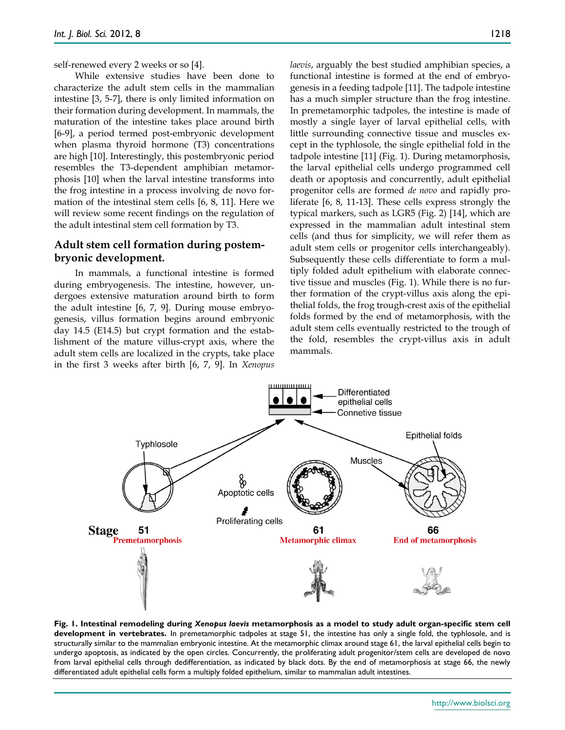self-renewed every 2 weeks or so [4].

While extensive studies have been done to characterize the adult stem cells in the mammalian intestine [3, 5-7], there is only limited information on their formation during development. In mammals, the maturation of the intestine takes place around birth [6-9], a period termed post-embryonic development when plasma thyroid hormone (T3) concentrations are high [10]. Interestingly, this postembryonic period resembles the T3-dependent amphibian metamorphosis [10] when the larval intestine transforms into the frog intestine in a process involving de novo formation of the intestinal stem cells [6, 8, 11]. Here we will review some recent findings on the regulation of the adult intestinal stem cell formation by T3.

## Adult stem cell formation during postembryonic development.

In mammals, a functional intestine is formed during embryogenesis. The intestine, however, undergoes extensive maturation around birth to form the adult intestine [6, 7, 9]. During mouse embryogenesis, villus formation begins around embryonic day 14.5 (E14.5) but crypt formation and the establishment of the mature villus-crypt axis, where the adult stem cells are localized in the crypts, take place in the first 3 weeks after birth [6, 7, 9]. In *Xenopus laevis*, arguably the best studied amphibian species, a functional intestine is formed at the end of embryogenesis in a feeding tadpole [11]. The tadpole intestine has a much simpler structure than the frog intestine. In premetamorphic tadpoles, the intestine is made of mostly a single layer of larval epithelial cells, with little surrounding connective tissue and muscles except in the typhlosole, the single epithelial fold in the tadpole intestine [11] (Fig. 1). During metamorphosis, the larval epithelial cells undergo programmed cell death or apoptosis and concurrently, adult epithelial progenitor cells are formed *de novo* and rapidly proliferate [6, 8, 11-13]. These cells express strongly the typical markers, such as LGR5 (Fig. 2) [14], which are expressed in the mammalian adult intestinal stem cells (and thus for simplicity, we will refer them as adult stem cells or progenitor cells interchangeably). Subsequently these cells differentiate to form a multiply folded adult epithelium with elaborate connective tissue and muscles (Fig. 1). While there is no further formation of the crypt-villus axis along the epithelial folds, the frog trough-crest axis of the epithelial folds formed by the end of metamorphosis, with the adult stem cells eventually restricted to the trough of the fold, resembles the crypt-villus axis in adult mammals.

**Fig. 1. Intestinal remodeling during *Xenopus laevis* metamorphosis as a model to study adult organ-specific stem cell development in vertebrates.** In premetamorphic tadpoles at stage 51, the intestine has only a single fold, the typhlosole, and is structurally similar to the mammalian embryonic intestine. At the metamorphic climax around stage 61, the larval epithelial cells begin to undergo apoptosis, as indicated by the open circles. Concurrently, the proliferating adult progenitor/stem cells are developed de novo from larval epithelial cells through dedifferentiation, as indicated by black dots. By the end of metamorphosis at stage 66, the newly differentiated adult epithelial cells form a multiply folded epithelium, similar to mammalian adult intestines.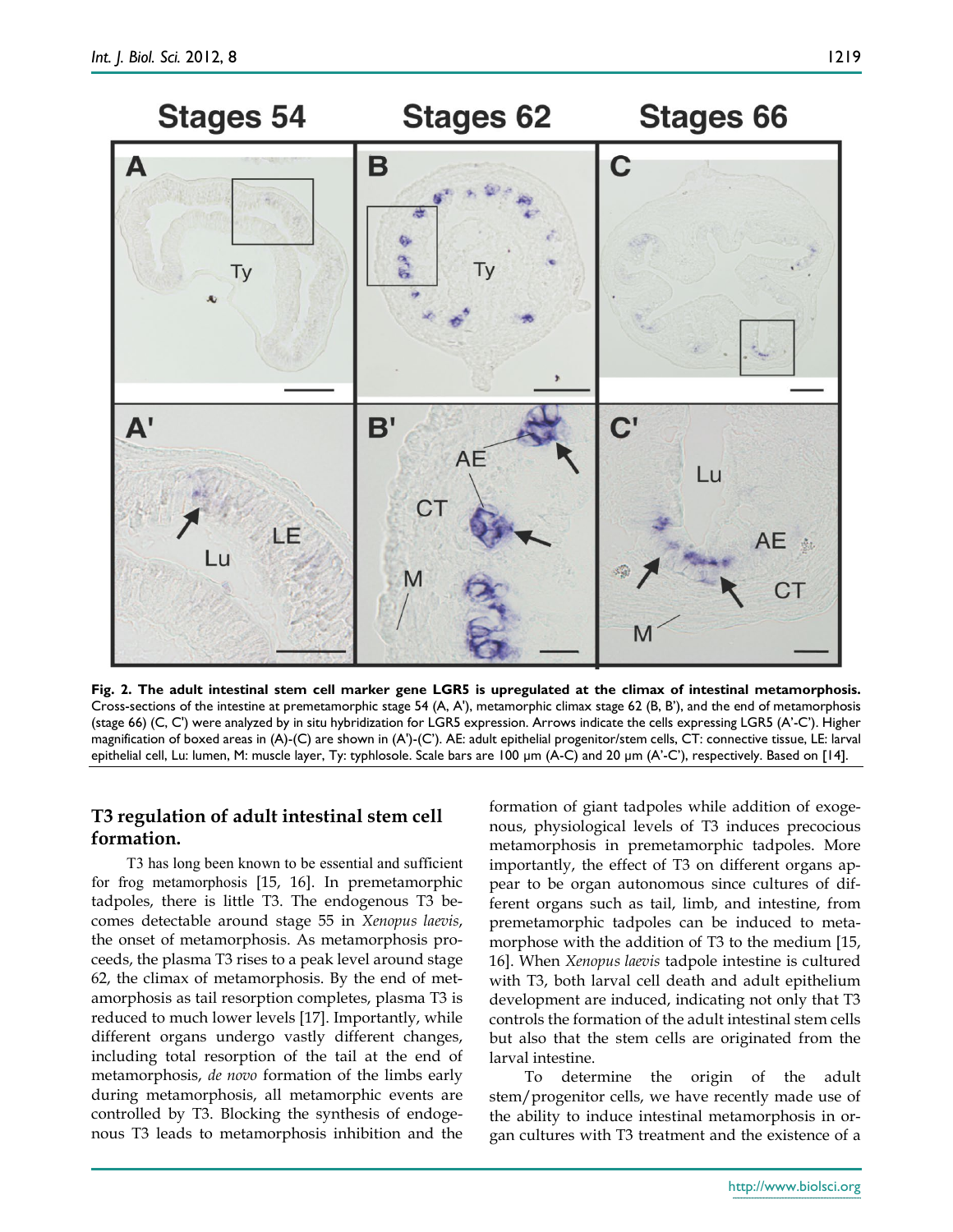**Fig. 2. The adult intestinal stem cell marker gene LGR5 is upregulated at the climax of intestinal metamorphosis.** Cross-sections of the intestine at premetamorphic stage 54 (A, A'), metamorphic climax stage 62 (B, B'), and the end of metamorphosis (stage 66) (C, C') were analyzed by in situ hybridization for LGR5 expression. Arrows indicate the cells expressing LGR5 (A'-C'). Higher magnification of boxed areas in (A)-(C) are shown in (A')-(C'). AE: adult epithelial progenitor/stem cells, CT: connective tissue, LE: larval epithelial cell, Lu: lumen, M: muscle layer, Ty: typhlosole. Scale bars are 100 µm (A-C) and 20 µm (A'-C'), respectively. Based on [14].

## T3 regulation of adult intestinal stem cell formation.

T3 has long been known to be essential and sufficient for frog metamorphosis [15, 16]. In premetamorphic tadpoles, there is little T3. The endogenous T3 becomes detectable around stage 55 in *Xenopus laevis*, the onset of metamorphosis. As metamorphosis proceeds, the plasma T3 rises to a peak level around stage 62, the climax of metamorphosis. By the end of metamorphosis as tail resorption completes, plasma T3 is reduced to much lower levels [17]. Importantly, while different organs undergo vastly different changes, including total resorption of the tail at the end of metamorphosis, *de novo* formation of the limbs early during metamorphosis, all metamorphic events are controlled by T3. Blocking the synthesis of endogenous T3 leads to metamorphosis inhibition and the formation of giant tadpoles while addition of exogenous, physiological levels of T3 induces precocious metamorphosis in premetamorphic tadpoles. More importantly, the effect of T3 on different organs appear to be organ autonomous since cultures of different organs such as tail, limb, and intestine, from premetamorphic tadpoles can be induced to metamorphose with the addition of T3 to the medium [15, 16]. When *Xenopus laevis* tadpole intestine is cultured with T3, both larval cell death and adult epithelium development are induced, indicating not only that T3 controls the formation of the adult intestinal stem cells but also that the stem cells are originated from the larval intestine.

To determine the origin of the adult stem/progenitor cells, we have recently made use of the ability to induce intestinal metamorphosis in organ cultures with T3 treatment and the existence of a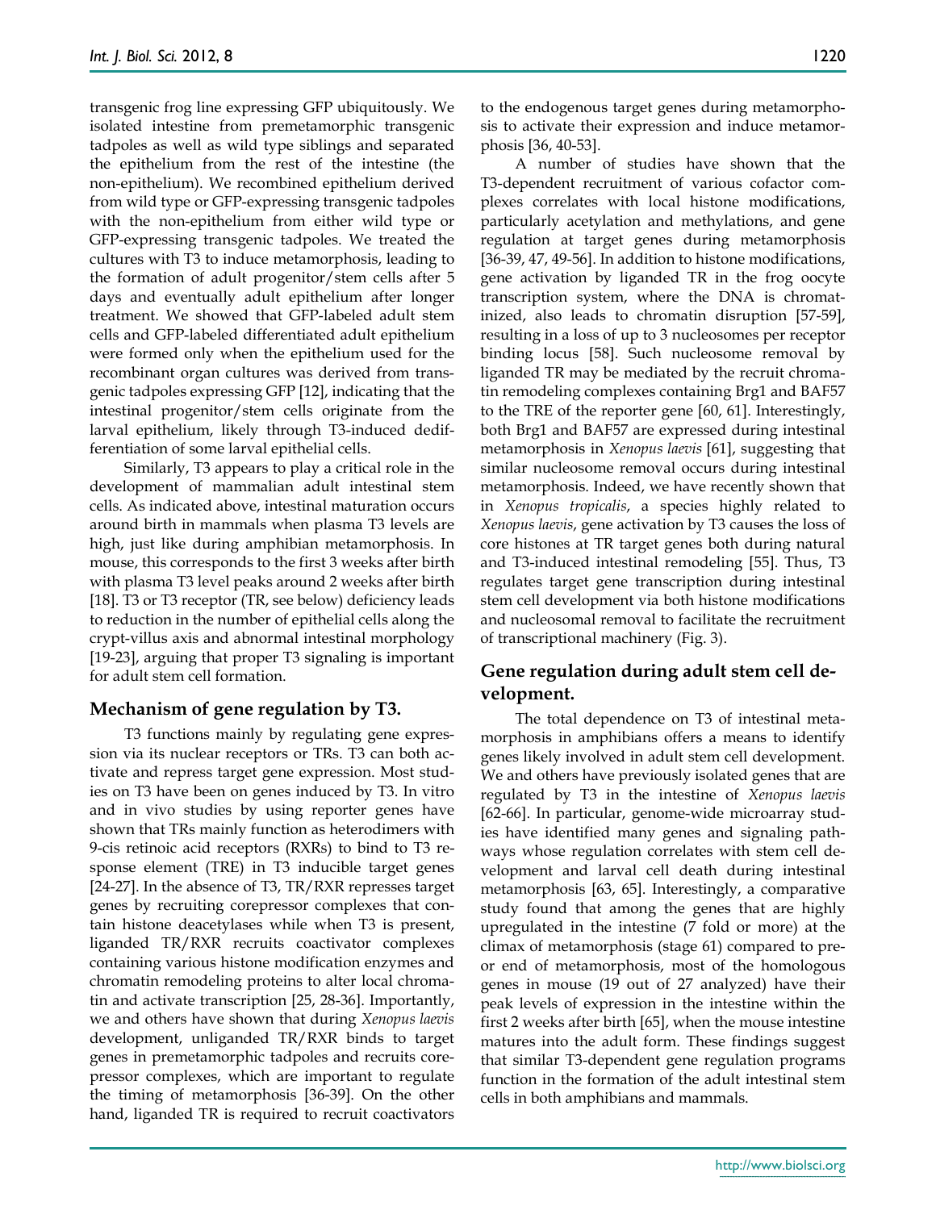transgenic frog line expressing GFP ubiquitously. We isolated intestine from premetamorphic transgenic tadpoles as well as wild type siblings and separated the epithelium from the rest of the intestine (the non-epithelium). We recombined epithelium derived from wild type or GFP-expressing transgenic tadpoles with the non-epithelium from either wild type or GFP-expressing transgenic tadpoles. We treated the cultures with T3 to induce metamorphosis, leading to the formation of adult progenitor/stem cells after 5 days and eventually adult epithelium after longer treatment. We showed that GFP-labeled adult stem cells and GFP-labeled differentiated adult epithelium were formed only when the epithelium used for the recombinant organ cultures was derived from transgenic tadpoles expressing GFP [12], indicating that the intestinal progenitor/stem cells originate from the larval epithelium, likely through T3-induced dedifferentiation of some larval epithelial cells.

Similarly, T3 appears to play a critical role in the development of mammalian adult intestinal stem cells. As indicated above, intestinal maturation occurs around birth in mammals when plasma T3 levels are high, just like during amphibian metamorphosis. In mouse, this corresponds to the first 3 weeks after birth with plasma T3 level peaks around 2 weeks after birth [18]. T3 or T3 receptor (TR, see below) deficiency leads to reduction in the number of epithelial cells along the crypt-villus axis and abnormal intestinal morphology [19-23], arguing that proper T3 signaling is important for adult stem cell formation.

## Mechanism of gene regulation by T3.

T3 functions mainly by regulating gene expression via its nuclear receptors or TRs. T3 can both activate and repress target gene expression. Most studies on T3 have been on genes induced by T3. In vitro and in vivo studies by using reporter genes have shown that TRs mainly function as heterodimers with 9-cis retinoic acid receptors (RXRs) to bind to T3 response element (TRE) in T3 inducible target genes [24-27]. In the absence of T3, TR/RXR represses target genes by recruiting corepressor complexes that contain histone deacetylases while when T3 is present, liganded TR/RXR recruits coactivator complexes containing various histone modification enzymes and chromatin remodeling proteins to alter local chromatin and activate transcription [25, 28-36]. Importantly, we and others have shown that during *Xenopus laevis* development, unliganded TR/RXR binds to target genes in premetamorphic tadpoles and recruits corepressor complexes, which are important to regulate the timing of metamorphosis [36-39]. On the other hand, liganded TR is required to recruit coactivators to the endogenous target genes during metamorphosis to activate their expression and induce metamorphosis [36, 40-53].

A number of studies have shown that the T3-dependent recruitment of various cofactor complexes correlates with local histone modifications, particularly acetylation and methylations, and gene regulation at target genes during metamorphosis [36-39, 47, 49-56]. In addition to histone modifications, gene activation by liganded TR in the frog oocyte transcription system, where the DNA is chromatinized, also leads to chromatin disruption [57-59], resulting in a loss of up to 3 nucleosomes per receptor binding locus [58]. Such nucleosome removal by liganded TR may be mediated by the recruit chromatin remodeling complexes containing Brg1 and BAF57 to the TRE of the reporter gene [60, 61]. Interestingly, both Brg1 and BAF57 are expressed during intestinal metamorphosis in *Xenopus laevis* [61], suggesting that similar nucleosome removal occurs during intestinal metamorphosis. Indeed, we have recently shown that in *Xenopus tropicalis*, a species highly related to *Xenopus laevis*, gene activation by T3 causes the loss of core histones at TR target genes both during natural and T3-induced intestinal remodeling [55]. Thus, T3 regulates target gene transcription during intestinal stem cell development via both histone modifications and nucleosomal removal to facilitate the recruitment of transcriptional machinery (Fig. 3).

## Gene regulation during adult stem cell development.

The total dependence on T3 of intestinal metamorphosis in amphibians offers a means to identify genes likely involved in adult stem cell development. We and others have previously isolated genes that are regulated by T3 in the intestine of *Xenopus laevis* [62-66]. In particular, genome-wide microarray studies have identified many genes and signaling pathways whose regulation correlates with stem cell development and larval cell death during intestinal metamorphosis [63, 65]. Interestingly, a comparative study found that among the genes that are highly upregulated in the intestine (7 fold or more) at the climax of metamorphosis (stage 61) compared to pre- or end of metamorphosis, most of the homologous genes in mouse (19 out of 27 analyzed) have their peak levels of expression in the intestine within the first 2 weeks after birth [65], when the mouse intestine matures into the adult form. These findings suggest that similar T3-dependent gene regulation programs function in the formation of the adult intestinal stem cells in both amphibians and mammals.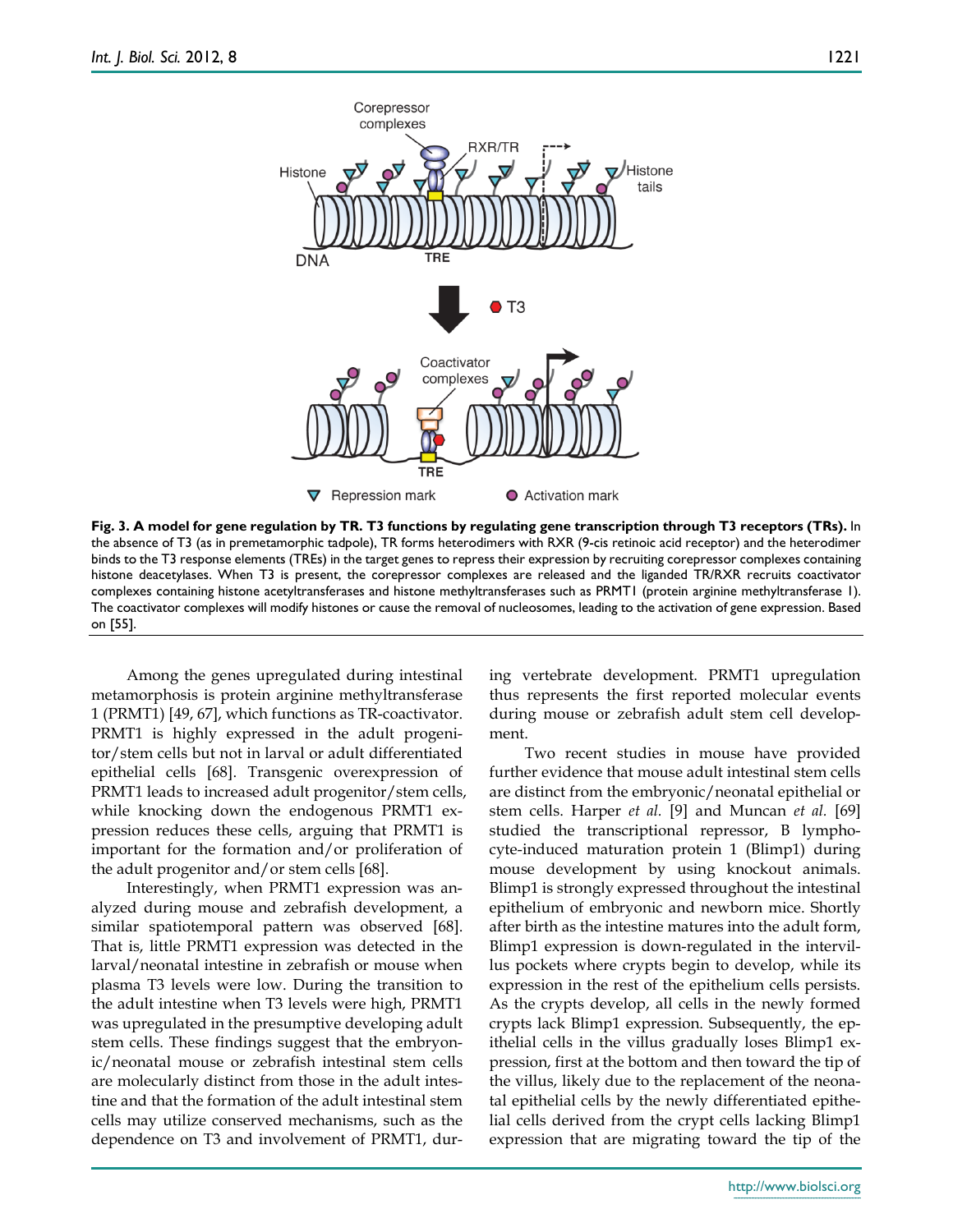**Fig. 3. A model for gene regulation by TR. T3 functions by regulating gene transcription through T3 receptors (TRs).** In the absence of T3 (as in premetamorphic tadpole), TR forms heterodimers with RXR (9-cis retinoic acid receptor) and the heterodimer binds to the T3 response elements (TREs) in the target genes to repress their expression by recruiting corepressor complexes containing histone deacetylases. When T3 is present, the corepressor complexes are released and the liganded TR/RXR recruits coactivator complexes containing histone acetyltransferases and histone methyltransferases such as PRMT1 (protein arginine methyltransferase 1). The coactivator complexes will modify histones or cause the removal of nucleosomes, leading to the activation of gene expression. Based on [55].

Among the genes upregulated during intestinal metamorphosis is protein arginine methyltransferase 1 (PRMT1) [49, 67], which functions as TR-coactivator. PRMT1 is highly expressed in the adult progenitor/stem cells but not in larval or adult differentiated epithelial cells [68]. Transgenic overexpression of PRMT1 leads to increased adult progenitor/stem cells, while knocking down the endogenous PRMT1 expression reduces these cells, arguing that PRMT1 is important for the formation and/or proliferation of the adult progenitor and/or stem cells [68].

Interestingly, when PRMT1 expression was analyzed during mouse and zebrafish development, a similar spatiotemporal pattern was observed [68]. That is, little PRMT1 expression was detected in the larval/neonatal intestine in zebrafish or mouse when plasma T3 levels were low. During the transition to the adult intestine when T3 levels were high, PRMT1 was upregulated in the presumptive developing adult stem cells. These findings suggest that the embryonic/neonatal mouse or zebrafish intestinal stem cells are molecularly distinct from those in the adult intestine and that the formation of the adult intestinal stem cells may utilize conserved mechanisms, such as the dependence on T3 and involvement of PRMT1, during vertebrate development. PRMT1 upregulation thus represents the first reported molecular events during mouse or zebrafish adult stem cell development.

Two recent studies in mouse have provided further evidence that mouse adult intestinal stem cells are distinct from the embryonic/neonatal epithelial or stem cells. Harper *et al.* [9] and Muncan *et al.* [69] studied the transcriptional repressor, B lymphocyte-induced maturation protein 1 (Blimp1) during mouse development by using knockout animals. Blimp1 is strongly expressed throughout the intestinal epithelium of embryonic and newborn mice. Shortly after birth as the intestine matures into the adult form, Blimp1 expression is down-regulated in the intervillus pockets where crypts begin to develop, while its expression in the rest of the epithelium cells persists. As the crypts develop, all cells in the newly formed crypts lack Blimp1 expression. Subsequently, the epithelial cells in the villus gradually loses Blimp1 expression, first at the bottom and then toward the tip of the villus, likely due to the replacement of the neonatal epithelial cells by the newly differentiated epithelial cells derived from the crypt cells lacking Blimp1 expression that are migrating toward the tip of the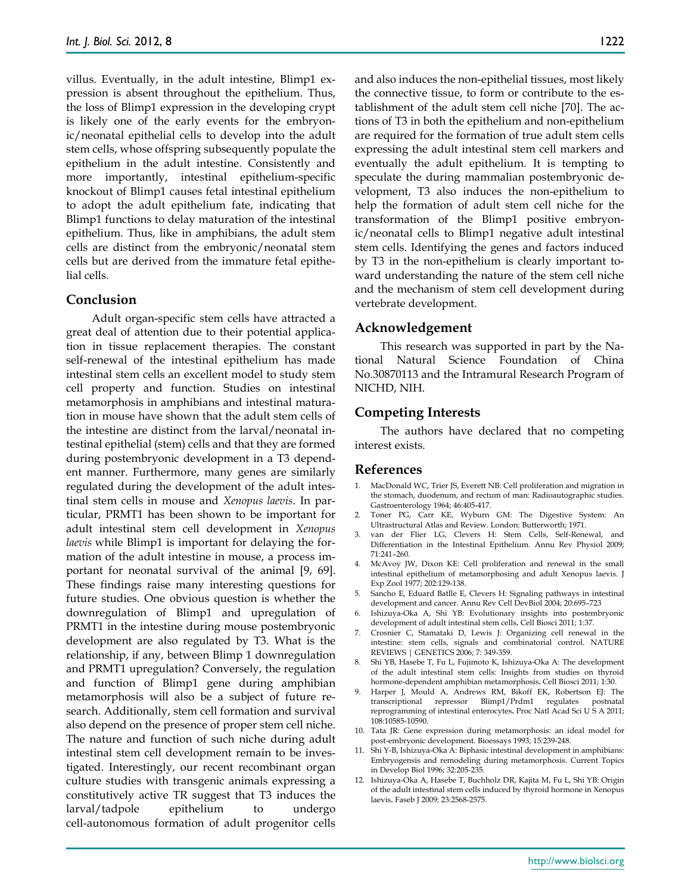villus. Eventually, in the adult intestine, Blimp1 expression is absent throughout the epithelium. Thus, the loss of Blimp1 expression in the developing crypt is likely one of the early events for the embryonic/neonatal epithelial cells to develop into the adult stem cells, whose offspring subsequently populate the epithelium in the adult intestine. Consistently and more importantly, intestinal epithelium-specific knockout of Blimp1 causes fetal intestinal epithelium to adopt the adult epithelium fate, indicating that Blimp1 functions to delay maturation of the intestinal epithelium. Thus, like in amphibians, the adult stem cells are distinct from the embryonic/neonatal stem cells but are derived from the immature fetal epithelial cells.

## Conclusion

Adult organ-specific stem cells have attracted a great deal of attention due to their potential application in tissue replacement therapies. The constant self-renewal of the intestinal epithelium has made intestinal stem cells an excellent model to study stem cell property and function. Studies on intestinal metamorphosis in amphibians and intestinal maturation in mouse have shown that the adult stem cells of the intestine are distinct from the larval/neonatal intestinal epithelial (stem) cells and that they are formed during postembryonic development in a T3 dependent manner. Furthermore, many genes are similarly regulated during the development of the adult intestinal stem cells in mouse and *Xenopus laevis*. In particular, PRMT1 has been shown to be important for adult intestinal stem cell development in *Xenopus laevis* while Blimp1 is important for delaying the formation of the adult intestine in mouse, a process important for neonatal survival of the animal [9, 69]. These findings raise many interesting questions for future studies. One obvious question is whether the downregulation of Blimp1 and upregulation of PRMT1 in the intestine during mouse postembryonic development are also regulated by T3. What is the relationship, if any, between Blimp 1 downregulation and PRMT1 upregulation? Conversely, the regulation and function of Blimp1 gene during amphibian metamorphosis will also be a subject of future research. Additionally, stem cell formation and survival also depend on the presence of proper stem cell niche. The nature and function of such niche during adult intestinal stem cell development remain to be investigated. Interestingly, our recent recombinant organ culture studies with transgenic animals expressing a constitutively active TR suggest that T3 induces the larval/tadpole epithelium to undergo cell-autonomous formation of adult progenitor cells and also induces the non-epithelial tissues, most likely the connective tissue, to form or contribute to the establishment of the adult stem cell niche [70]. The actions of T3 in both the epithelium and non-epithelium are required for the formation of true adult stem cells expressing the adult intestinal stem cell markers and eventually the adult epithelium. It is tempting to speculate the during mammalian postembryonic development, T3 also induces the non-epithelium to help the formation of adult stem cell niche for the transformation of the Blimp1 positive embryonic/neonatal cells to Blimp1 negative adult intestinal stem cells. Identifying the genes and factors induced by T3 in the non-epithelium is clearly important toward understanding the nature of the stem cell niche and the mechanism of stem cell development during vertebrate development.

## Acknowledgement

This research was supported in part by the National Natural Science Foundation of China No.30870113 and the Intramural Research Program of NICHD, NIH.

## Competing Interests

The authors have declared that no competing interest exists.

## References

1. MacDonald WC, Trier JS, Everett NB: Cell proliferation and migration in the stomach, duodenum, and rectum of man: Radioautographic studies. Gastroenterology 1964; 46:405-417.
2. Toner PG, Carr KE, Wyburn GM: The Digestive System: An Ultrastructural Atlas and Review. London: Butterworth; 1971.
3. van der Flier LG, Clevers H: Stem Cells, Self-Renewal, and Differentiation in the Intestinal Epithelium. Annu Rev Physiol 2009; 71:241–260.
4. McAvoy JW, Dixon KE: Cell proliferation and renewal in the small intestinal epithelium of metamorphosing and adult Xenopus laevis. J Exp Zool 1977; 202:129-138.
5. Sancho E, Eduard Batlle E, Clevers H: Signaling pathways in intestinal development and cancer. Annu Rev Cell DevBiol 2004; 20:695–723
6. Ishizuya-Oka A, Shi YB: Evolutionary insights into postembryonic development of adult intestinal stem cells**.** Cell Biosci 2011; 1:37.
7. Crosnier C, Stamataki D, Lewis J: Organizing cell renewal in the intestine: stem cells, signals and combinatorial control. NATURE REVIEWS | GENETICS 2006; 7: 349-359.
8. Shi YB, Hasebe T, Fu L, Fujimoto K, Ishizuya-Oka A: The development of the adult intestinal stem cells: Insights from studies on thyroid hormone-dependent amphibian metamorphosis**.** Cell Biosci 2011; 1:30.
9. Harper J, Mould A, Andrews RM, Bikoff EK, Robertson EJ: The transcriptional repressor Blimp1/Prdm1 regulates postnatal reprogramming of intestinal enterocytes**.** Proc Natl Acad Sci U S A 2011; 108:10585-10590.
10. Tata JR: Gene expression during metamorphosis: an ideal model for post-embryonic development. Bioessays 1993; 15:239-248.
11. Shi Y-B, Ishizuya-Oka A: Biphasic intestinal development in amphibians: Embryogensis and remodeling during metamorphosis. Current Topics in Develop Biol 1996; 32:205-235.
12. Ishizuya-Oka A, Hasebe T, Buchholz DR, Kajita M, Fu L, Shi YB: Origin of the adult intestinal stem cells induced by thyroid hormone in Xenopus laevis**.** Faseb J 2009; 23:2568-2575.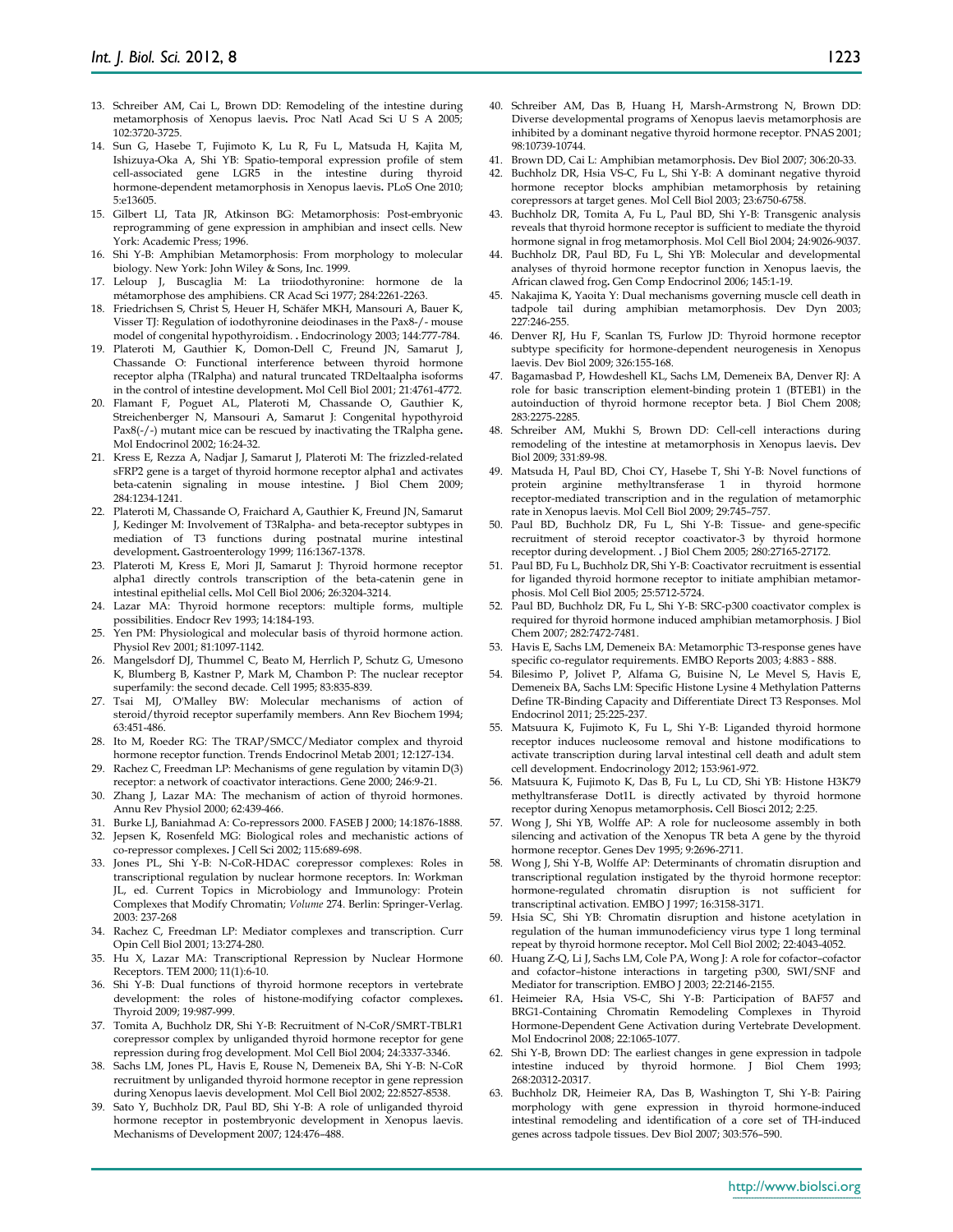13. Schreiber AM, Cai L, Brown DD: Remodeling of the intestine during metamorphosis of Xenopus laevis**.** Proc Natl Acad Sci U S A 2005; 102:3720-3725.
14. Sun G, Hasebe T, Fujimoto K, Lu R, Fu L, Matsuda H, Kajita M, Ishizuya-Oka A, Shi YB: Spatio-temporal expression profile of stem cell-associated gene LGR5 in the intestine during thyroid hormone-dependent metamorphosis in Xenopus laevis**.** PLoS One 2010; 5:e13605.
15. Gilbert LI, Tata JR, Atkinson BG: Metamorphosis: Post-embryonic reprogramming of gene expression in amphibian and insect cells. New York: Academic Press; 1996.
16. Shi Y-B: Amphibian Metamorphosis: From morphology to molecular biology. New York: John Wiley & Sons, Inc. 1999.
17. Leloup J, Buscaglia M: La triiodothyronine: hormone de la métamorphose des amphibiens. CR Acad Sci 1977; 284:2261-2263.
18. Friedrichsen S, Christ S, Heuer H, Schäfer MKH, Mansouri A, Bauer K, Visser TJ: Regulation of iodothyronine deiodinases in the Pax8-/- mouse model of congenital hypothyroidism. . Endocrinology 2003; 144:777-784.
19. Plateroti M, Gauthier K, Domon-Dell C, Freund JN, Samarut J, Chassande O: Functional interference between thyroid hormone receptor alpha (TRalpha) and natural truncated TRDeltaalpha isoforms in the control of intestine development**.** Mol Cell Biol 2001; 21:4761-4772.
20. Flamant F, Poguet AL, Plateroti M, Chassande O, Gauthier K, Streichenberger N, Mansouri A, Samarut J: Congenital hypothyroid Pax8(-/-) mutant mice can be rescued by inactivating the TRalpha gene**.** Mol Endocrinol 2002; 16:24-32.
21. Kress E, Rezza A, Nadjar J, Samarut J, Plateroti M: The frizzled-related sFRP2 gene is a target of thyroid hormone receptor alpha1 and activates beta-catenin signaling in mouse intestine**.** J Biol Chem 2009; 284:1234-1241.
22. Plateroti M, Chassande O, Fraichard A, Gauthier K, Freund JN, Samarut J, Kedinger M: Involvement of T3Ralpha- and beta-receptor subtypes in mediation of T3 functions during postnatal murine intestinal development**.** Gastroenterology 1999; 116:1367-1378.
23. Plateroti M, Kress E, Mori JI, Samarut J: Thyroid hormone receptor alpha1 directly controls transcription of the beta-catenin gene in intestinal epithelial cells**.** Mol Cell Biol 2006; 26:3204-3214.
24. Lazar MA: Thyroid hormone receptors: multiple forms, multiple possibilities. Endocr Rev 1993; 14:184-193.
25. Yen PM: Physiological and molecular basis of thyroid hormone action. Physiol Rev 2001; 81:1097-1142.
26. Mangelsdorf DJ, Thummel C, Beato M, Herrlich P, Schutz G, Umesono K, Blumberg B, Kastner P, Mark M, Chambon P: The nuclear receptor superfamily: the second decade. Cell 1995; 83:835-839.
27. Tsai MJ, O'Malley BW: Molecular mechanisms of action of steroid/thyroid receptor superfamily members. Ann Rev Biochem 1994; 63:451-486.
28. Ito M, Roeder RG: The TRAP/SMCC/Mediator complex and thyroid hormone receptor function. Trends Endocrinol Metab 2001; 12:127-134.
29. Rachez C, Freedman LP: Mechanisms of gene regulation by vitamin D(3) receptor: a network of coactivator interactions. Gene 2000; 246:9-21.
30. Zhang J, Lazar MA: The mechanism of action of thyroid hormones. Annu Rev Physiol 2000; 62:439-466.
31. Burke LJ, Baniahmad A: Co-repressors 2000. FASEB J 2000; 14:1876-1888.
32. Jepsen K, Rosenfeld MG: Biological roles and mechanistic actions of co-repressor complexes**.** J Cell Sci 2002; 115:689-698.
33. Jones PL, Shi Y-B: N-CoR-HDAC corepressor complexes: Roles in transcriptional regulation by nuclear hormone receptors. In: Workman JL, ed. Current Topics in Microbiology and Immunology: Protein Complexes that Modify Chromatin; *Volume* 274. Berlin: Springer-Verlag. 2003: 237-268
34. Rachez C, Freedman LP: Mediator complexes and transcription. Curr Opin Cell Biol 2001; 13:274-280.
35. Hu X, Lazar MA: Transcriptional Repression by Nuclear Hormone Receptors. TEM 2000; 11(1):6-10.
36. Shi Y-B: Dual functions of thyroid hormone receptors in vertebrate development: the roles of histone-modifying cofactor complexes**.** Thyroid 2009; 19:987-999.
37. Tomita A, Buchholz DR, Shi Y-B: Recruitment of N-CoR/SMRT-TBLR1 corepressor complex by unliganded thyroid hormone receptor for gene repression during frog development. Mol Cell Biol 2004; 24:3337-3346.
38. Sachs LM, Jones PL, Havis E, Rouse N, Demeneix BA, Shi Y-B: N-CoR recruitment by unliganded thyroid hormone receptor in gene repression during Xenopus laevis development. Mol Cell Biol 2002; 22:8527-8538.
39. Sato Y, Buchholz DR, Paul BD, Shi Y-B: A role of unliganded thyroid hormone receptor in postembryonic development in Xenopus laevis. Mechanisms of Development 2007; 124:476–488.
40. Schreiber AM, Das B, Huang H, Marsh-Armstrong N, Brown DD: Diverse developmental programs of Xenopus laevis metamorphosis are inhibited by a dominant negative thyroid hormone receptor. PNAS 2001; 98:10739-10744.
41. Brown DD, Cai L: Amphibian metamorphosis**.** Dev Biol 2007; 306:20-33.
42. Buchholz DR, Hsia VS-C, Fu L, Shi Y-B: A dominant negative thyroid hormone receptor blocks amphibian metamorphosis by retaining corepressors at target genes. Mol Cell Biol 2003; 23:6750-6758.
43. Buchholz DR, Tomita A, Fu L, Paul BD, Shi Y-B: Transgenic analysis reveals that thyroid hormone receptor is sufficient to mediate the thyroid hormone signal in frog metamorphosis. Mol Cell Biol 2004; 24:9026-9037.
44. Buchholz DR, Paul BD, Fu L, Shi YB: Molecular and developmental analyses of thyroid hormone receptor function in Xenopus laevis, the African clawed frog**.** Gen Comp Endocrinol 2006; 145:1-19.
45. Nakajima K, Yaoita Y: Dual mechanisms governing muscle cell death in tadpole tail during amphibian metamorphosis. Dev Dyn 2003; 227:246-255.
46. Denver RJ, Hu F, Scanlan TS, Furlow JD: Thyroid hormone receptor subtype specificity for hormone-dependent neurogenesis in Xenopus laevis. Dev Biol 2009; 326:155-168.
47. Bagamasbad P, Howdeshell KL, Sachs LM, Demeneix BA, Denver RJ: A role for basic transcription element-binding protein 1 (BTEB1) in the autoinduction of thyroid hormone receptor beta. J Biol Chem 2008; 283:2275-2285.
48. Schreiber AM, Mukhi S, Brown DD: Cell-cell interactions during remodeling of the intestine at metamorphosis in Xenopus laevis**.** Dev Biol 2009; 331:89-98.
49. Matsuda H, Paul BD, Choi CY, Hasebe T, Shi Y-B: Novel functions of protein arginine methyltransferase 1 in thyroid hormone receptor-mediated transcription and in the regulation of metamorphic rate in Xenopus laevis. Mol Cell Biol 2009; 29:745–757.
50. Paul BD, Buchholz DR, Fu L, Shi Y-B: Tissue- and gene-specific recruitment of steroid receptor coactivator-3 by thyroid hormone receptor during development. **.** J Biol Chem 2005; 280:27165-27172.
51. Paul BD, Fu L, Buchholz DR, Shi Y-B: Coactivator recruitment is essential for liganded thyroid hormone receptor to initiate amphibian metamorphosis. Mol Cell Biol 2005; 25:5712-5724.
52. Paul BD, Buchholz DR, Fu L, Shi Y-B: SRC-p300 coactivator complex is required for thyroid hormone induced amphibian metamorphosis. J Biol Chem 2007; 282:7472-7481.
53. Havis E, Sachs LM, Demeneix BA: Metamorphic T3-response genes have specific co-regulator requirements. EMBO Reports 2003; 4:883 - 888.
54. Bilesimo P, Jolivet P, Alfama G, Buisine N, Le Mevel S, Havis E, Demeneix BA, Sachs LM: Specific Histone Lysine 4 Methylation Patterns Define TR-Binding Capacity and Differentiate Direct T3 Responses. Mol Endocrinol 2011; 25:225-237.
55. Matsuura K, Fujimoto K, Fu L, Shi Y-B: Liganded thyroid hormone receptor induces nucleosome removal and histone modifications to activate transcription during larval intestinal cell death and adult stem cell development. Endocrinology 2012; 153:961-972.
56. Matsuura K, Fujimoto K, Das B, Fu L, Lu CD, Shi YB: Histone H3K79 methyltransferase Dot1L is directly activated by thyroid hormone receptor during Xenopus metamorphosis**.** Cell Biosci 2012; 2:25.
57. Wong J, Shi YB, Wolffe AP: A role for nucleosome assembly in both silencing and activation of the Xenopus TR beta A gene by the thyroid hormone receptor. Genes Dev 1995; 9:2696-2711.
58. Wong J, Shi Y-B, Wolffe AP: Determinants of chromatin disruption and transcriptional regulation instigated by the thyroid hormone receptor: hormone-regulated chromatin disruption is not sufficient for transcriptional activation. EMBO J 1997; 16:3158-3171.
59. Hsia SC, Shi YB: Chromatin disruption and histone acetylation in regulation of the human immunodeficiency virus type 1 long terminal repeat by thyroid hormone receptor**.** Mol Cell Biol 2002; 22:4043-4052.
60. Huang Z-Q, Li J, Sachs LM, Cole PA, Wong J: A role for cofactor–cofactor and cofactor–histone interactions in targeting p300, SWI/SNF and Mediator for transcription. EMBO J 2003; 22:2146-2155.
61. Heimeier RA, Hsia VS-C, Shi Y-B: Participation of BAF57 and BRG1-Containing Chromatin Remodeling Complexes in Thyroid Hormone-Dependent Gene Activation during Vertebrate Development. Mol Endocrinol 2008; 22:1065-1077.
62. Shi Y-B, Brown DD: The earliest changes in gene expression in tadpole intestine induced by thyroid hormone. J Biol Chem 1993; 268:20312-20317.
63. Buchholz DR, Heimeier RA, Das B, Washington T, Shi Y-B: Pairing morphology with gene expression in thyroid hormone-induced intestinal remodeling and identification of a core set of TH-induced genes across tadpole tissues. Dev Biol 2007; 303:576–590.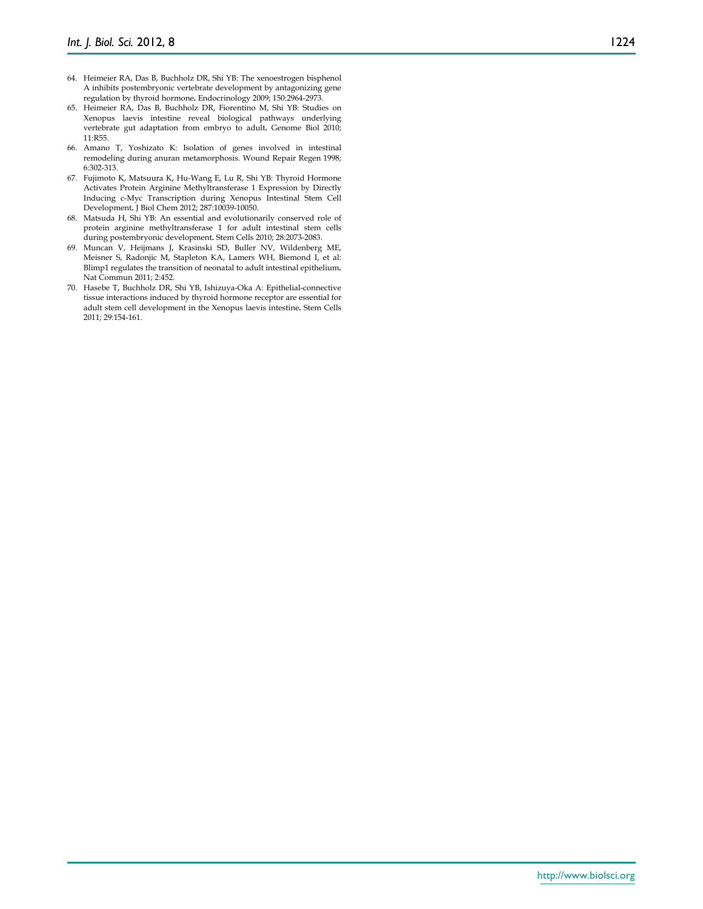64. Heimeier RA, Das B, Buchholz DR, Shi YB: The xenoestrogen bisphenol A inhibits postembryonic vertebrate development by antagonizing gene regulation by thyroid hormone. Endocrinology 2009; 150:2964-2973.
65. Heimeier RA, Das B, Buchholz DR, Fiorentino M, Shi YB: Studies on Xenopus laevis intestine reveal biological pathways underlying vertebrate gut adaptation from embryo to adult. Genome Biol 2010; 11:R55.
66. Amano T, Yoshizato K: Isolation of genes involved in intestinal remodeling during anuran metamorphosis. Wound Repair Regen 1998; 6:302-313.
67. Fujimoto K, Matsuura K, Hu-Wang E, Lu R, Shi YB: Thyroid Hormone Activates Protein Arginine Methyltransferase 1 Expression by Directly Inducing c-Myc Transcription during Xenopus Intestinal Stem Cell Development. J Biol Chem 2012; 287:10039-10050.
68. Matsuda H, Shi YB: An essential and evolutionarily conserved role of protein arginine methyltransferase 1 for adult intestinal stem cells during postembryonic development. Stem Cells 2010; 28:2073-2083.
69. Muncan V, Heijmans J, Krasinski SD, Buller NV, Wildenberg ME, Meisner S, Radonjic M, Stapleton KA, Lamers WH, Biemond I, et al: Blimp1 regulates the transition of neonatal to adult intestinal epithelium. Nat Commun 2011; 2:452.
70. Hasebe T, Buchholz DR, Shi YB, Ishizuya-Oka A: Epithelial-connective tissue interactions induced by thyroid hormone receptor are essential for adult stem cell development in the Xenopus laevis intestine. Stem Cells 2011; 29:154-161.